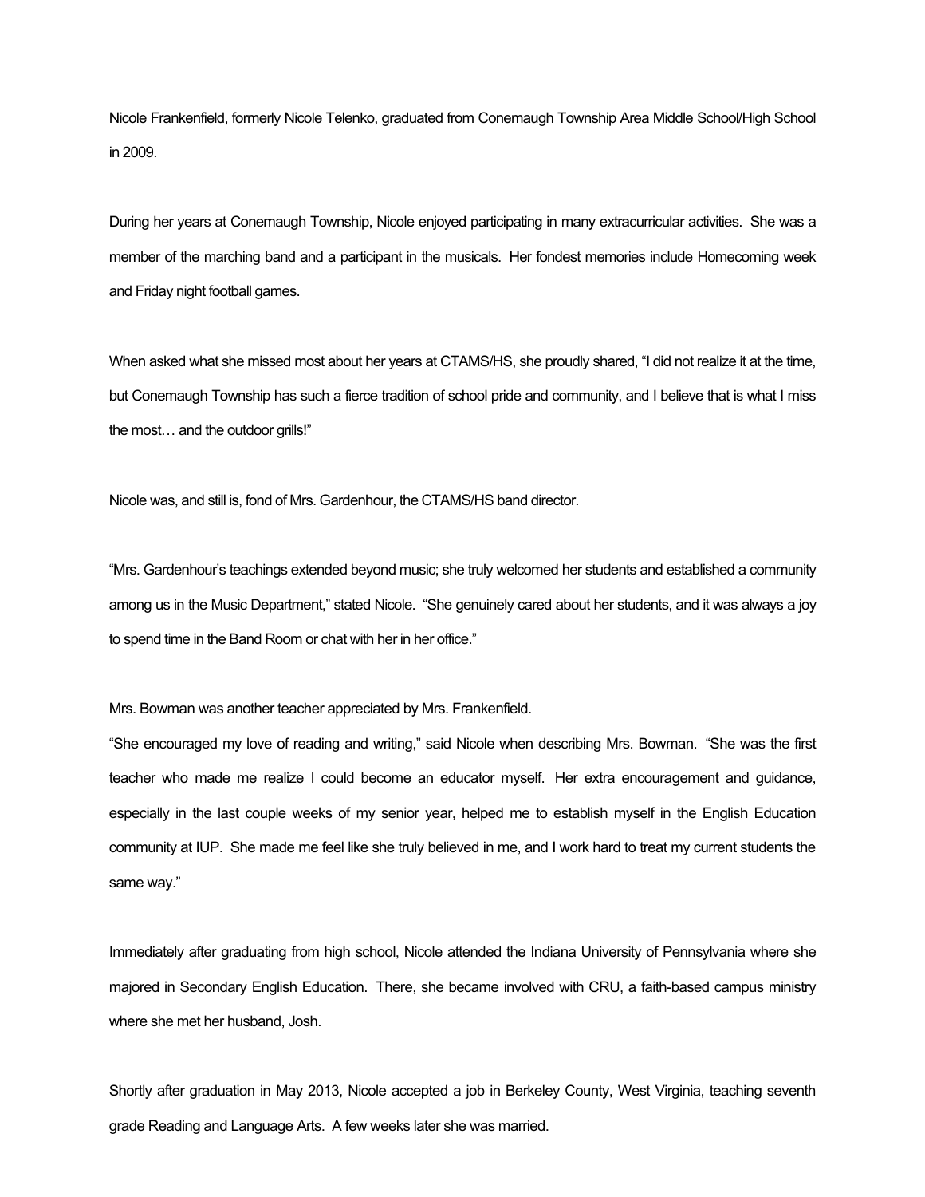Nicole Frankenfield, formerly Nicole Telenko, graduated from Conemaugh Township Area Middle School/High School in 2009.

During her years at Conemaugh Township, Nicole enjoyed participating in many extracurricular activities. She was a member of the marching band and a participant in the musicals. Her fondest memories include Homecoming week and Friday night football games.

When asked what she missed most about her years at CTAMS/HS, she proudly shared, "I did not realize it at the time, but Conemaugh Township has such a fierce tradition of school pride and community, and I believe that is what I miss the most… and the outdoor grills!"

Nicole was, and still is, fond of Mrs. Gardenhour, the CTAMS/HS band director.

"Mrs. Gardenhour's teachings extended beyond music; she truly welcomed her students and established a community among us in the Music Department," stated Nicole. "She genuinely cared about her students, and it was always a joy to spend time in the Band Room or chat with her in her office."

Mrs. Bowman was another teacher appreciated by Mrs. Frankenfield.

"She encouraged my love of reading and writing," said Nicole when describing Mrs. Bowman. "She was the first teacher who made me realize I could become an educator myself. Her extra encouragement and guidance, especially in the last couple weeks of my senior year, helped me to establish myself in the English Education community at IUP. She made me feel like she truly believed in me, and I work hard to treat my current students the same way."

Immediately after graduating from high school, Nicole attended the Indiana University of Pennsylvania where she majored in Secondary English Education. There, she became involved with CRU, a faith-based campus ministry where she met her husband, Josh.

Shortly after graduation in May 2013, Nicole accepted a job in Berkeley County, West Virginia, teaching seventh grade Reading and Language Arts. A few weeks later she was married.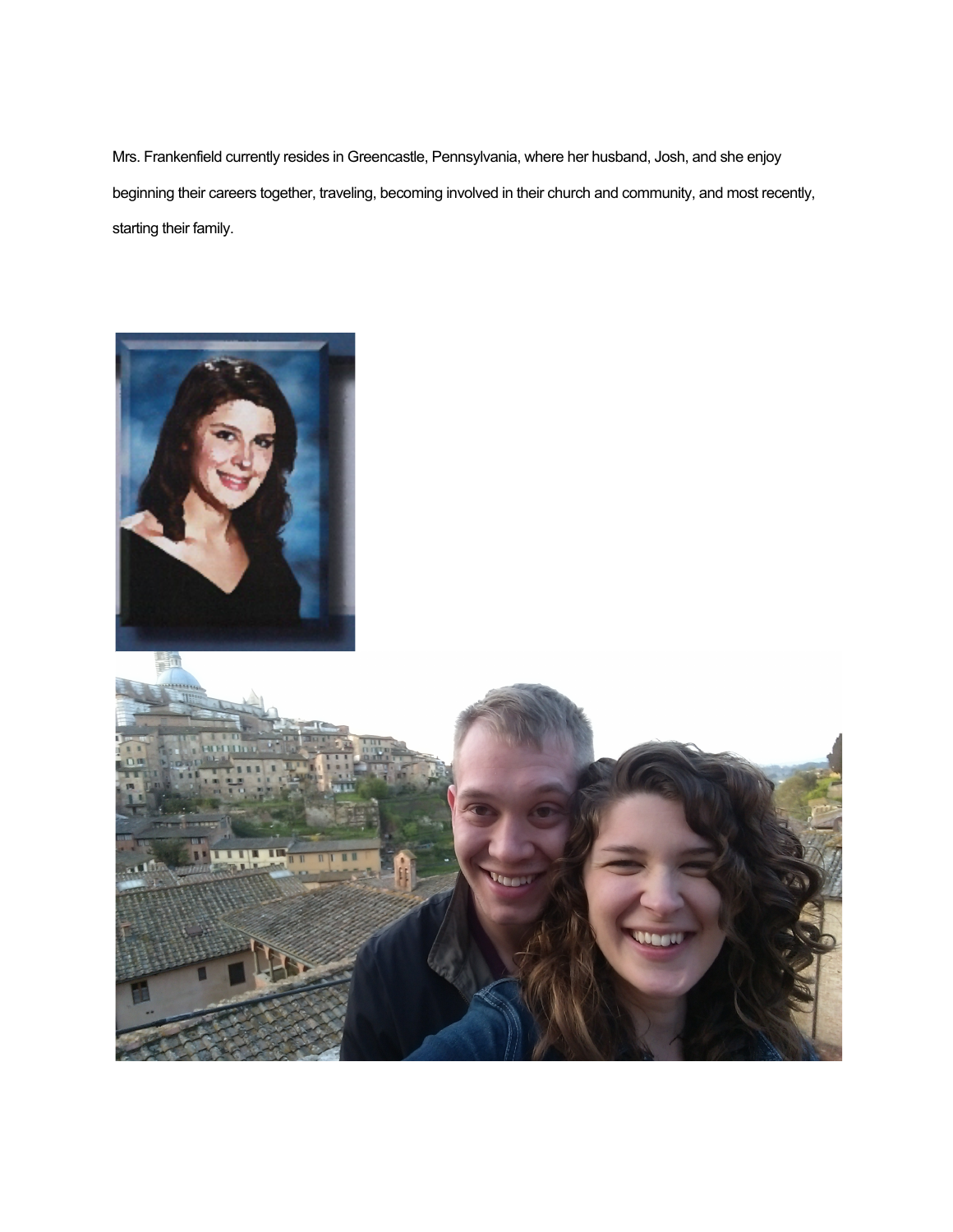Mrs. Frankenfield currently resides in Greencastle, Pennsylvania, where her husband, Josh, and she enjoy beginning their careers together, traveling, becoming involved in their church and community, and most recently, starting their family.